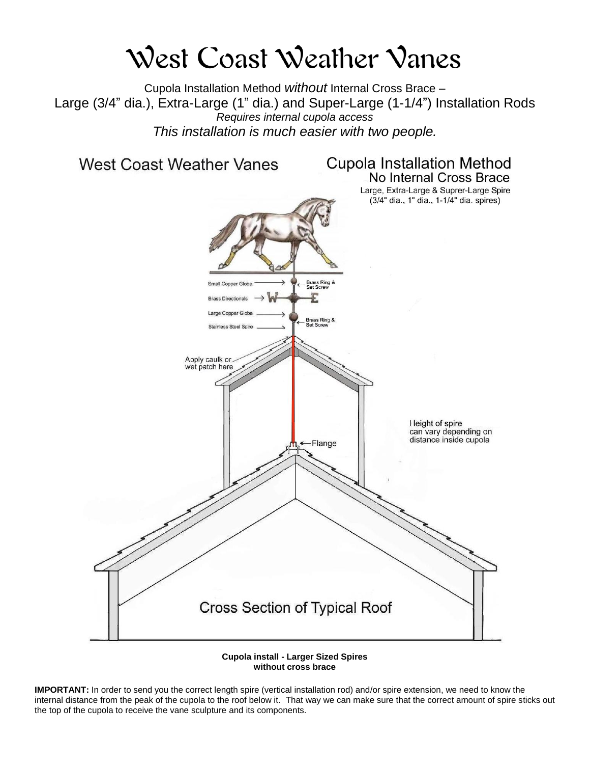# West Coast Weather Vanes

Cupola Installation Method *without* Internal Cross Brace –
Large (3/4” dia.), Extra-Large (1” dia.) and Super-Large (1-1/4”) Installation Rods
*Requires internal cupola access*
*This installation is much easier with two people.*

West Coast Weather Vanes

Cupola Installation Method
No Internal Cross Brace
Large, Extra-Large & Suprer-Large Spire
(3/4" dia., 1" dia., 1-1/4" dia. spires)

Small Copper Globe
Brass Ring & Set Screw
Brass Directionals
Large Copper Globe
Brass Ring & Set Screw
Stainless Steel Spire
Apply caulk or wet patch here
Height of spire can vary depending on distance inside cupola
Flange
Cross Section of Typical Roof

**Cupola install - Larger Sized Spires without cross brace**

**IMPORTANT:** In order to send you the correct length spire (vertical installation rod) and/or spire extension, we need to know the internal distance from the peak of the cupola to the roof below it. That way we can make sure that the correct amount of spire sticks out the top of the cupola to receive the vane sculpture and its components.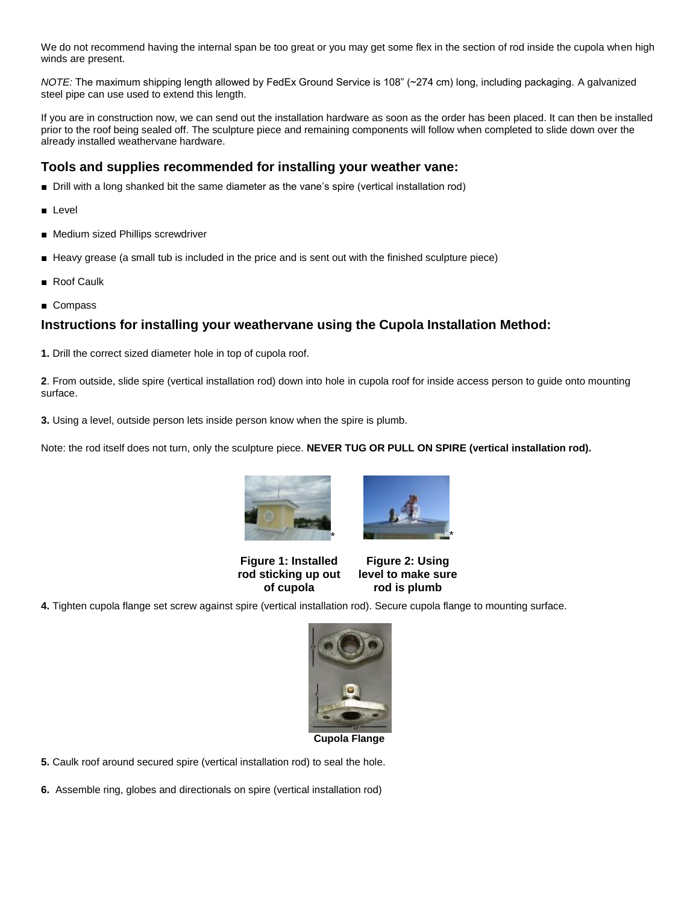We do not recommend having the internal span be too great or you may get some flex in the section of rod inside the cupola when high winds are present.

*NOTE:* The maximum shipping length allowed by FedEx Ground Service is 108" (~274 cm) long, including packaging. A galvanized steel pipe can use used to extend this length.

If you are in construction now, we can send out the installation hardware as soon as the order has been placed. It can then be installed prior to the roof being sealed off. The sculpture piece and remaining components will follow when completed to slide down over the already installed weathervane hardware.

## Tools and supplies recommended for installing your weather vane:

- Drill with a long shanked bit the same diameter as the vane's spire (vertical installation rod)
- Level
- Medium sized Phillips screwdriver
- Heavy grease (a small tub is included in the price and is sent out with the finished sculpture piece)
- Roof Caulk
- Compass

## Instructions for installing your weathervane using the Cupola Installation Method:

**1.** Drill the correct sized diameter hole in top of cupola roof.

**2**. From outside, slide spire (vertical installation rod) down into hole in cupola roof for inside access person to guide onto mounting surface.

**3.** Using a level, outside person lets inside person know when the spire is plumb.

Note: the rod itself does not turn, only the sculpture piece. **NEVER TUG OR PULL ON SPIRE (vertical installation rod).**

**Figure 1: Installed rod sticking up out of cupola**

**Figure 2: Using level to make sure rod is plumb**

**4.** Tighten cupola flange set screw against spire (vertical installation rod). Secure cupola flange to mounting surface.

**Cupola Flange**

**5.** Caulk roof around secured spire (vertical installation rod) to seal the hole.

**6.** Assemble ring, globes and directionals on spire (vertical installation rod)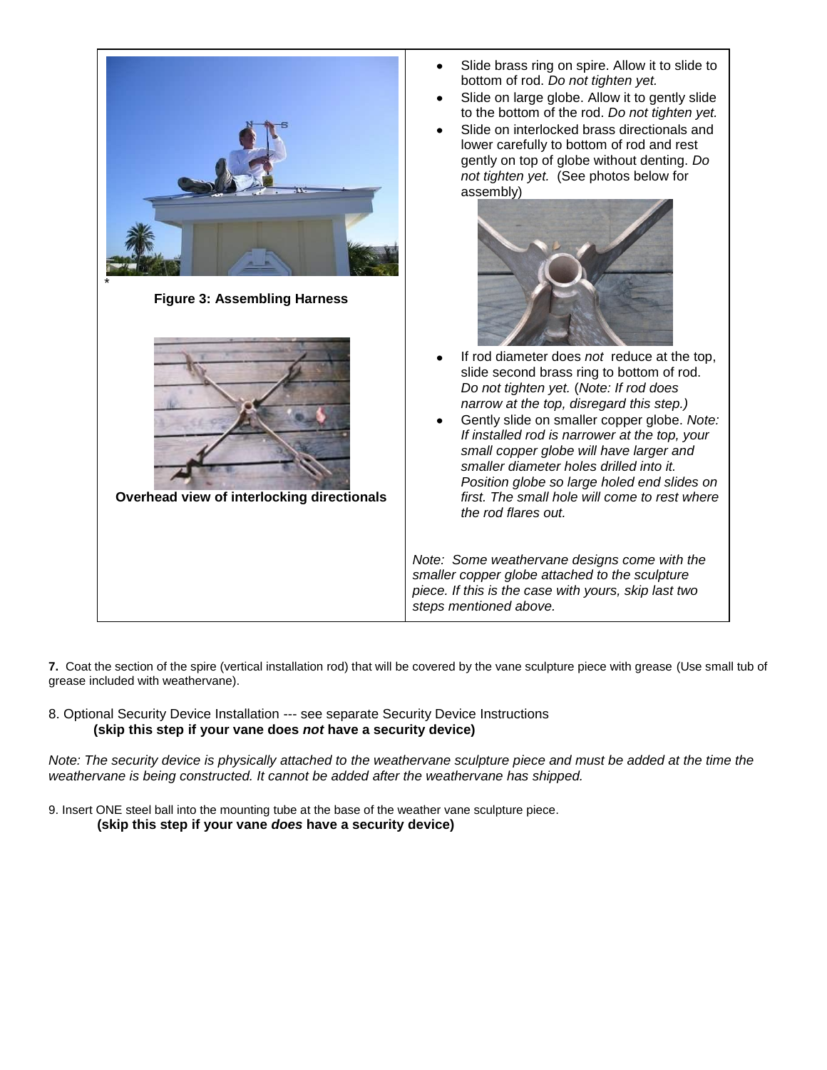*

**Figure 3: Assembling Harness**

**Overhead view of interlocking directionals**

- Slide brass ring on spire. Allow it to slide to bottom of rod. *Do not tighten yet.*
- Slide on large globe. Allow it to gently slide to the bottom of the rod. *Do not tighten yet.*
- Slide on interlocked brass directionals and lower carefully to bottom of rod and rest gently on top of globe without denting. *Do not tighten yet.* (See photos below for assembly)
- If rod diameter does *not* reduce at the top, slide second brass ring to bottom of rod. *Do not tighten yet.* (*Note: If rod does narrow at the top, disregard this step.)*
- Gently slide on smaller copper globe. *Note: If installed rod is narrower at the top, your small copper globe will have larger and smaller diameter holes drilled into it. Position globe so large holed end slides on first. The small hole will come to rest where the rod flares out.*

*Note: Some weathervane designs come with the smaller copper globe attached to the sculpture piece. If this is the case with yours, skip last two steps mentioned above.*

**7.** Coat the section of the spire (vertical installation rod) that will be covered by the vane sculpture piece with grease (Use small tub of grease included with weathervane).

8. Optional Security Device Installation --- see separate Security Device Instructions
**(skip this step if your vane does *not* have a security device)**

*Note: The security device is physically attached to the weathervane sculpture piece and must be added at the time the weathervane is being constructed. It cannot be added after the weathervane has shipped.*

9. Insert ONE steel ball into the mounting tube at the base of the weather vane sculpture piece.
**(skip this step if your vane *does* have a security device)**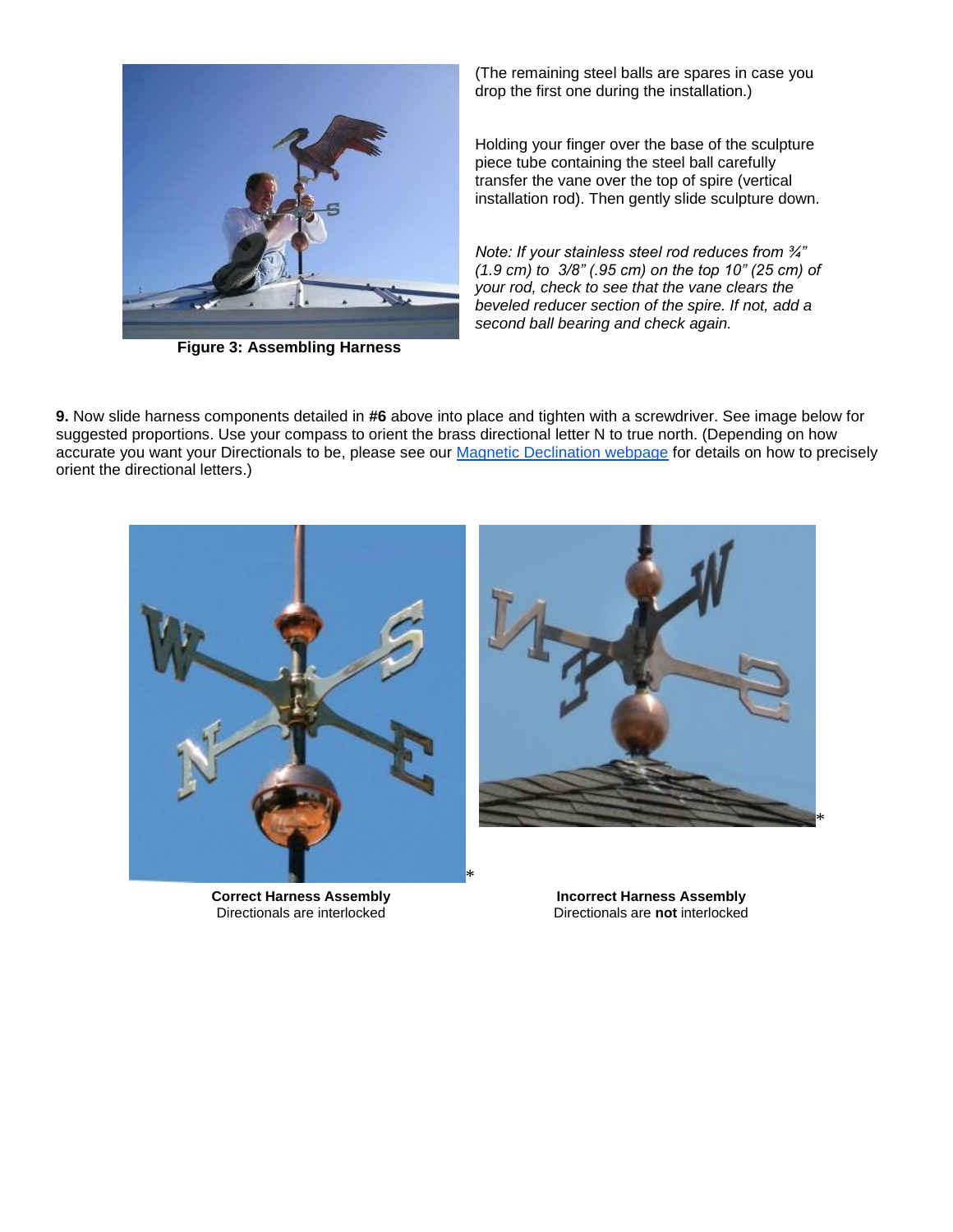(The remaining steel balls are spares in case you drop the first one during the installation.)

Holding your finger over the base of the sculpture piece tube containing the steel ball carefully transfer the vane over the top of spire (vertical installation rod). Then gently slide sculpture down.

*Note: If your stainless steel rod reduces from ¾" (1.9 cm) to 3/8" (.95 cm) on the top 10" (25 cm) of your rod, check to see that the vane clears the beveled reducer section of the spire. If not, add a second ball bearing and check again.*

**Figure 3: Assembling Harness**

**9.** Now slide harness components detailed in **#6** above into place and tighten with a screwdriver. See image below for suggested proportions. Use your compass to orient the brass directional letter N to true north. (Depending on how accurate you want your Directionals to be, please see our [Magnetic Declination webpage]() for details on how to precisely orient the directional letters.)

*

**Correct Harness Assembly**
Directionals are interlocked

*

**Incorrect Harness Assembly**
Directionals are **not** interlocked